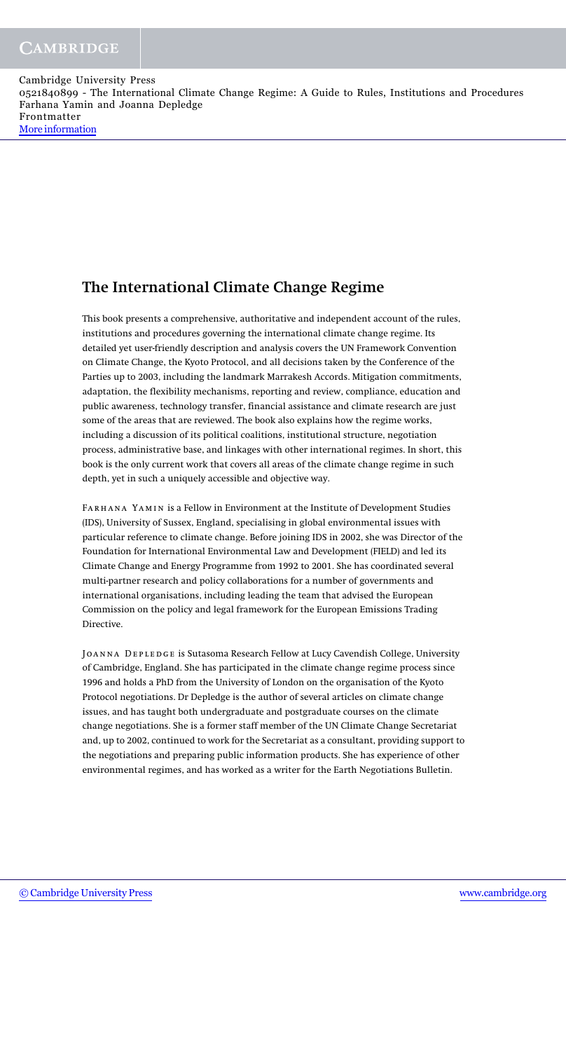# The International Climate Change Regime

This book presents a comprehensive, authoritative and independent account of the rules, institutions and procedures governing the international climate change regime. Its detailed yet user-friendly description and analysis covers the UN Framework Convention on Climate Change, the Kyoto Protocol, and all decisions taken by the Conference of the Parties up to 2003, including the landmark Marrakesh Accords. Mitigation commitments, adaptation, the flexibility mechanisms, reporting and review, compliance, education and public awareness, technology transfer, financial assistance and climate research are just some of the areas that are reviewed. The book also explains how the regime works, including a discussion of its political coalitions, institutional structure, negotiation process, administrative base, and linkages with other international regimes. In short, this book is the only current work that covers all areas of the climate change regime in such depth, yet in such a uniquely accessible and objective way.

FARHANA YAMIN is a Fellow in Environment at the Institute of Development Studies (IDS), University of Sussex, England, specialising in global environmental issues with particular reference to climate change. Before joining IDS in 2002, she was Director of the Foundation for International Environmental Law and Development (FIELD) and led its Climate Change and Energy Programme from 1992 to 2001. She has coordinated several multi-partner research and policy collaborations for a number of governments and international organisations, including leading the team that advised the European Commission on the policy and legal framework for the European Emissions Trading Directive.

JOANNA DEPLEDGE is Sutasoma Research Fellow at Lucy Cavendish College, University of Cambridge, England. She has participated in the climate change regime process since 1996 and holds a PhD from the University of London on the organisation of the Kyoto Protocol negotiations. Dr Depledge is the author of several articles on climate change issues, and has taught both undergraduate and postgraduate courses on the climate change negotiations. She is a former staff member of the UN Climate Change Secretariat and, up to 2002, continued to work for the Secretariat as a consultant, providing support to the negotiations and preparing public information products. She has experience of other environmental regimes, and has worked as a writer for the Earth Negotiations Bulletin.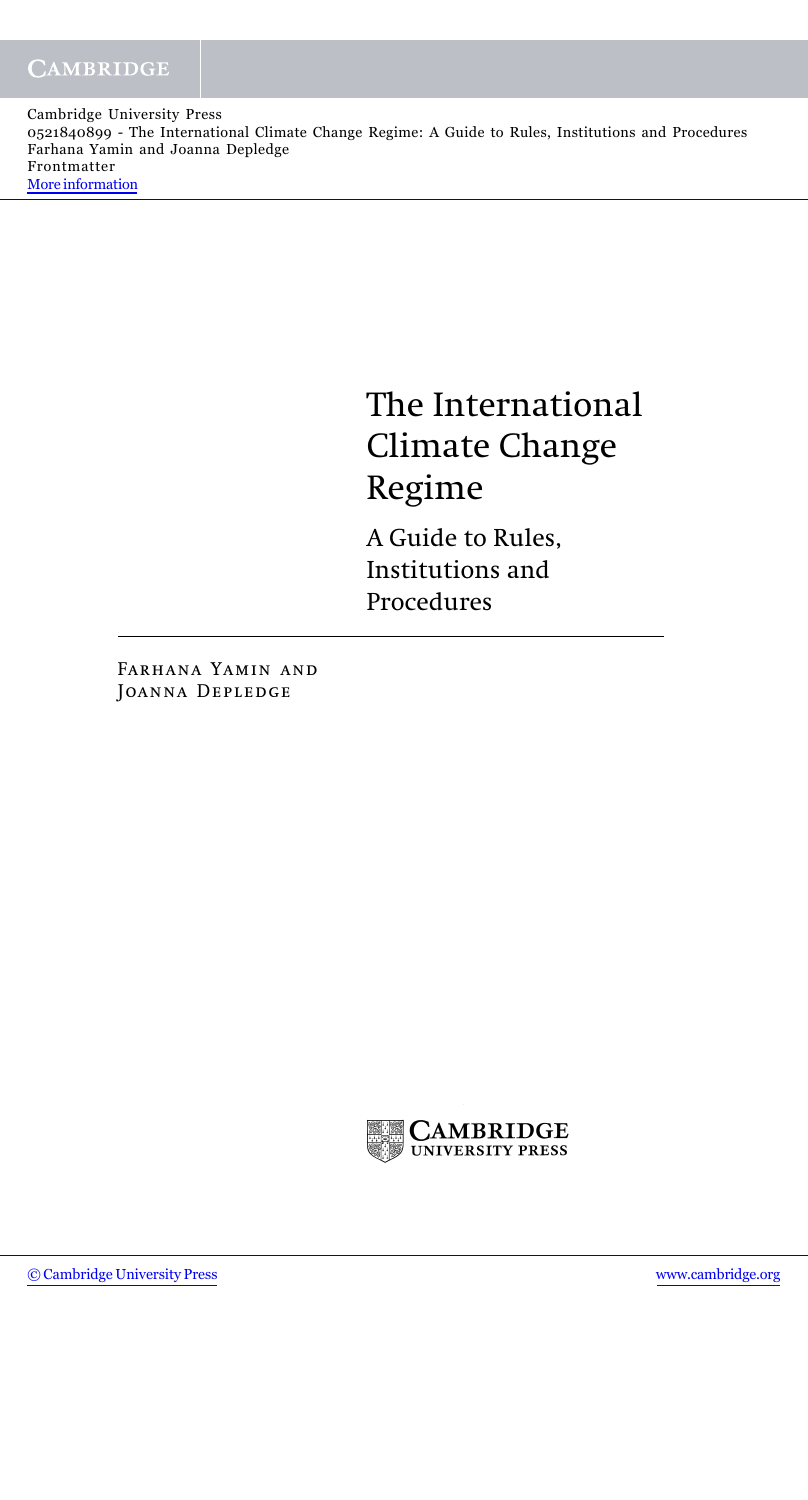# The International Climate Change Regime

A Guide to Rules, Institutions and Procedures

Farhana Yamin and Joanna Depledge

Cambridge University Press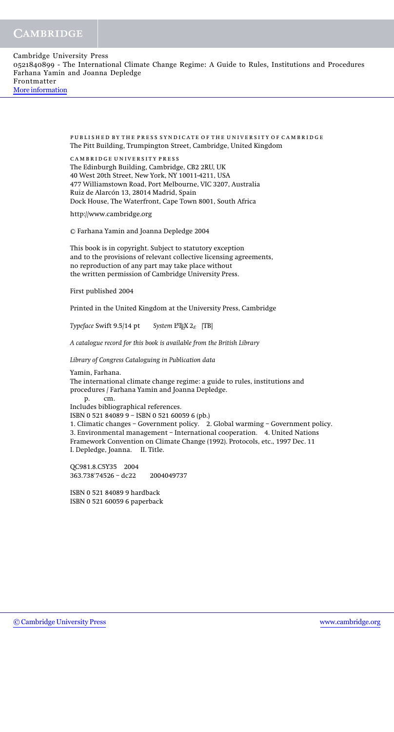PUBLISHED BY THE PRESS SYNDICATE OF THE UNIVERSITY OF CAMBRIDGE
The Pitt Building, Trumpington Street, Cambridge, United Kingdom

CAMBRIDGE UNIVERSITY PRESS
The Edinburgh Building, Cambridge, CB2 2RU, UK
40 West 20th Street, New York, NY 10011-4211, USA
477 Williamstown Road, Port Melbourne, VIC 3207, Australia
Ruiz de Alarcón 13, 28014 Madrid, Spain
Dock House, The Waterfront, Cape Town 8001, South Africa

http://www.cambridge.org

© Farhana Yamin and Joanna Depledge 2004

This book is in copyright. Subject to statutory exception
and to the provisions of relevant collective licensing agreements,
no reproduction of any part may take place without
the written permission of Cambridge University Press.

First published 2004

Printed in the United Kingdom at the University Press, Cambridge

*Typeface* Swift 9.5/14 pt *System* LaTeX $2_\varepsilon$ [TB]

*A catalogue record for this book is available from the British Library*

*Library of Congress Cataloguing in Publication data*

Yamin, Farhana.
The international climate change regime: a guide to rules, institutions and procedures / Farhana Yamin and Joanna Depledge.
p. cm.
Includes bibliographical references.
ISBN 0 521 84089 9 – ISBN 0 521 60059 6 (pb.)
1. Climatic changes – Government policy. 2. Global warming – Government policy.
3. Environmental management – International cooperation. 4. United Nations Framework Convention on Climate Change (1992). Protocols, etc., 1997 Dec. 11
I. Depledge, Joanna. II. Title.

QC981.8.C5Y35 2004
363.738′74526 – dc22 2004049737

ISBN 0 521 84089 9 hardback
ISBN 0 521 60059 6 paperback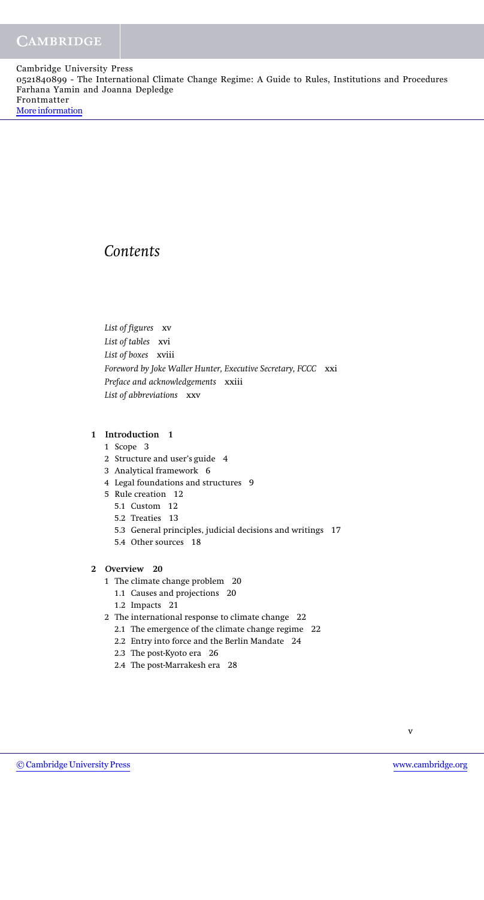# Contents

*List of figures* xv
*List of tables* xvi
*List of boxes* xviii
*Foreword by Joke Waller Hunter, Executive Secretary, FCCC* xxi
*Preface and acknowledgements* xxiii
*List of abbreviations* xxv

**1 Introduction 1**

- 1 Scope 3
- 2 Structure and user's guide 4
- 3 Analytical framework 6
- 4 Legal foundations and structures 9
- 5 Rule creation 12
  - 5.1 Custom 12
  - 5.2 Treaties 13
  - 5.3 General principles, judicial decisions and writings 17
  - 5.4 Other sources 18

**2 Overview 20**

- 1 The climate change problem 20
  - 1.1 Causes and projections 20
  - 1.2 Impacts 21
- 2 The international response to climate change 22
  - 2.1 The emergence of the climate change regime 22
  - 2.2 Entry into force and the Berlin Mandate 24
  - 2.3 The post-Kyoto era 26
  - 2.4 The post-Marrakesh era 28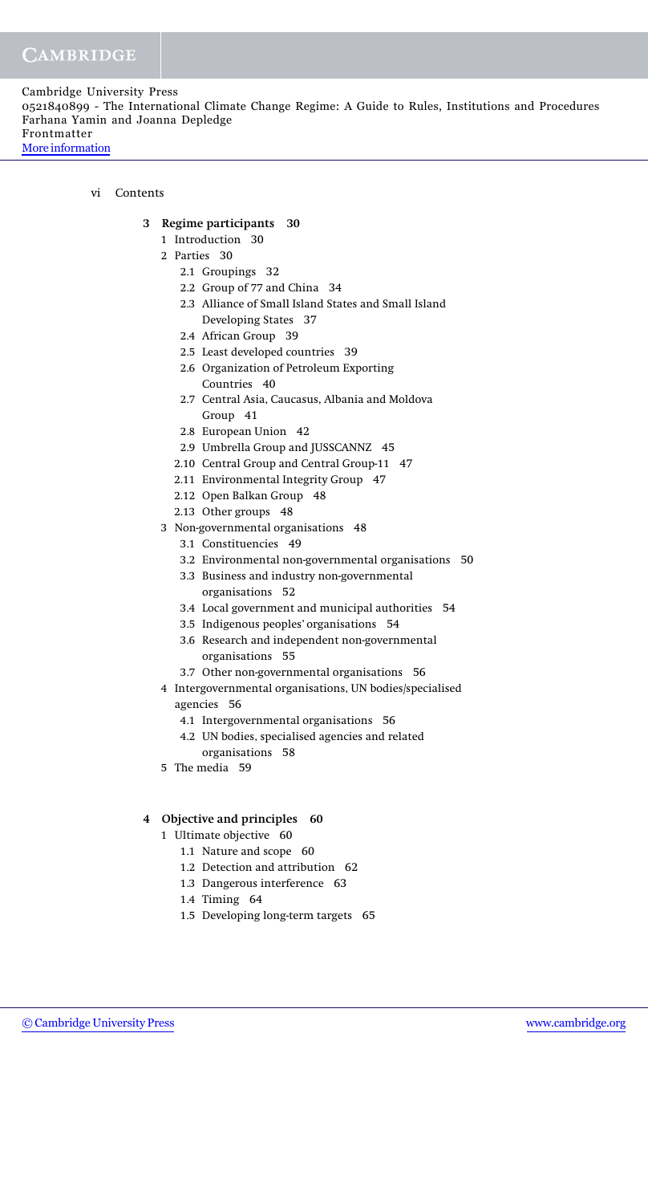## 3 Regime participants 30

- 1 Introduction 30
- 2 Parties 30
  - 2.1 Groupings 32
  - 2.2 Group of 77 and China 34
  - 2.3 Alliance of Small Island States and Small Island Developing States 37
  - 2.4 African Group 39
  - 2.5 Least developed countries 39
  - 2.6 Organization of Petroleum Exporting Countries 40
  - 2.7 Central Asia, Caucasus, Albania and Moldova Group 41
  - 2.8 European Union 42
  - 2.9 Umbrella Group and JUSSCANNZ 45
  - 2.10 Central Group and Central Group-11 47
  - 2.11 Environmental Integrity Group 47
  - 2.12 Open Balkan Group 48
  - 2.13 Other groups 48
- 3 Non-governmental organisations 48
  - 3.1 Constituencies 49
  - 3.2 Environmental non-governmental organisations 50
  - 3.3 Business and industry non-governmental organisations 52
  - 3.4 Local government and municipal authorities 54
  - 3.5 Indigenous peoples' organisations 54
  - 3.6 Research and independent non-governmental organisations 55
  - 3.7 Other non-governmental organisations 56
- 4 Intergovernmental organisations, UN bodies/specialised agencies 56
  - 4.1 Intergovernmental organisations 56
  - 4.2 UN bodies, specialised agencies and related organisations 58
- 5 The media 59

## 4 Objective and principles 60

- 1 Ultimate objective 60
  - 1.1 Nature and scope 60
  - 1.2 Detection and attribution 62
  - 1.3 Dangerous interference 63
  - 1.4 Timing 64
  - 1.5 Developing long-term targets 65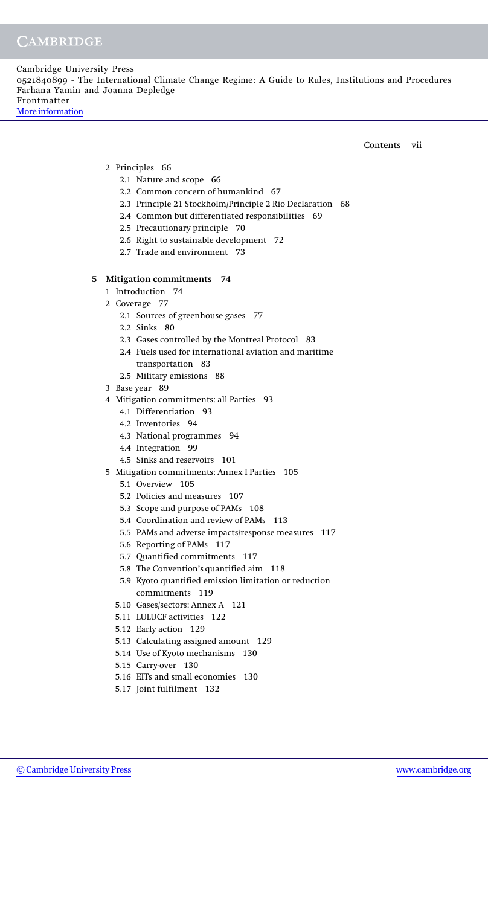- 2 Principles 66
  - 2.1 Nature and scope 66
  - 2.2 Common concern of humankind 67
  - 2.3 Principle 21 Stockholm/Principle 2 Rio Declaration 68
  - 2.4 Common but differentiated responsibilities 69
  - 2.5 Precautionary principle 70
  - 2.6 Right to sustainable development 72
  - 2.7 Trade and environment 73

**5 Mitigation commitments 74**

- 1 Introduction 74
- 2 Coverage 77
  - 2.1 Sources of greenhouse gases 77
  - 2.2 Sinks 80
  - 2.3 Gases controlled by the Montreal Protocol 83
  - 2.4 Fuels used for international aviation and maritime transportation 83
  - 2.5 Military emissions 88
- 3 Base year 89
- 4 Mitigation commitments: all Parties 93
  - 4.1 Differentiation 93
  - 4.2 Inventories 94
  - 4.3 National programmes 94
  - 4.4 Integration 99
  - 4.5 Sinks and reservoirs 101
- 5 Mitigation commitments: Annex I Parties 105
  - 5.1 Overview 105
  - 5.2 Policies and measures 107
  - 5.3 Scope and purpose of PAMs 108
  - 5.4 Coordination and review of PAMs 113
  - 5.5 PAMs and adverse impacts/response measures 117
  - 5.6 Reporting of PAMs 117
  - 5.7 Quantified commitments 117
  - 5.8 The Convention's quantified aim 118
  - 5.9 Kyoto quantified emission limitation or reduction commitments 119
  - 5.10 Gases/sectors: Annex A 121
  - 5.11 LULUCF activities 122
  - 5.12 Early action 129
  - 5.13 Calculating assigned amount 129
  - 5.14 Use of Kyoto mechanisms 130
  - 5.15 Carry-over 130
  - 5.16 EITs and small economies 130
  - 5.17 Joint fulfilment 132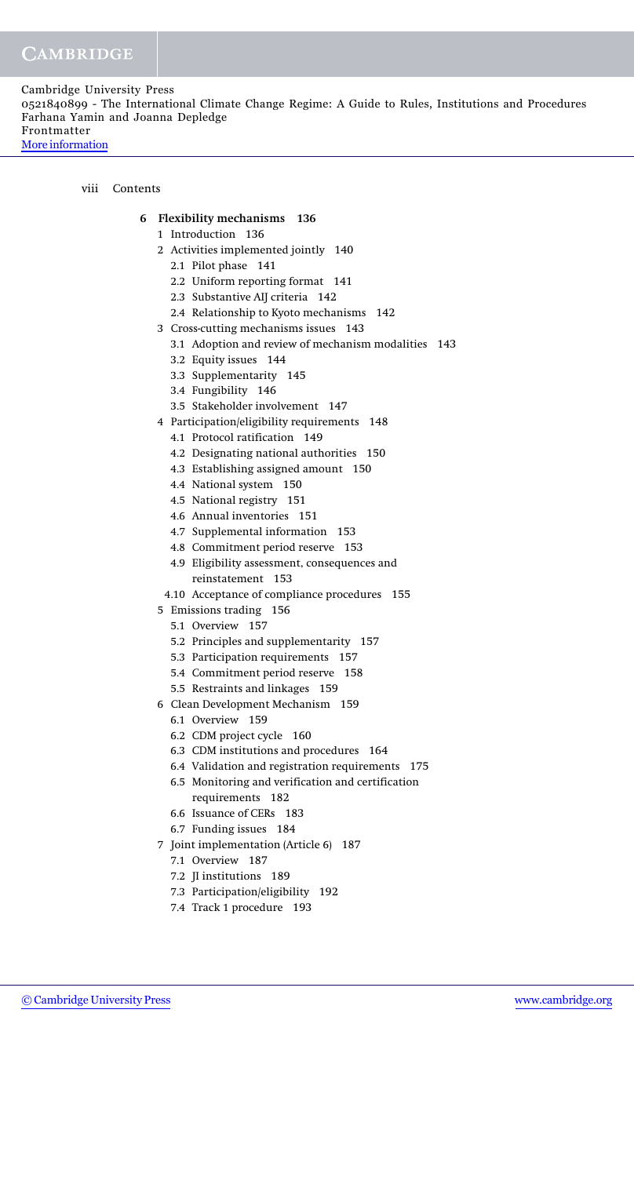**6 Flexibility mechanisms 136**

- 1 Introduction 136
- 2 Activities implemented jointly 140
  - 2.1 Pilot phase 141
  - 2.2 Uniform reporting format 141
  - 2.3 Substantive AIJ criteria 142
  - 2.4 Relationship to Kyoto mechanisms 142
- 3 Cross-cutting mechanisms issues 143
  - 3.1 Adoption and review of mechanism modalities 143
  - 3.2 Equity issues 144
  - 3.3 Supplementarity 145
  - 3.4 Fungibility 146
  - 3.5 Stakeholder involvement 147
- 4 Participation/eligibility requirements 148
  - 4.1 Protocol ratification 149
  - 4.2 Designating national authorities 150
  - 4.3 Establishing assigned amount 150
  - 4.4 National system 150
  - 4.5 National registry 151
  - 4.6 Annual inventories 151
  - 4.7 Supplemental information 153
  - 4.8 Commitment period reserve 153
  - 4.9 Eligibility assessment, consequences and reinstatement 153
  - 4.10 Acceptance of compliance procedures 155
- 5 Emissions trading 156
  - 5.1 Overview 157
  - 5.2 Principles and supplementarity 157
  - 5.3 Participation requirements 157
  - 5.4 Commitment period reserve 158
  - 5.5 Restraints and linkages 159
- 6 Clean Development Mechanism 159
  - 6.1 Overview 159
  - 6.2 CDM project cycle 160
  - 6.3 CDM institutions and procedures 164
  - 6.4 Validation and registration requirements 175
  - 6.5 Monitoring and verification and certification requirements 182
  - 6.6 Issuance of CERs 183
  - 6.7 Funding issues 184
- 7 Joint implementation (Article 6) 187
  - 7.1 Overview 187
  - 7.2 JI institutions 189
  - 7.3 Participation/eligibility 192
  - 7.4 Track 1 procedure 193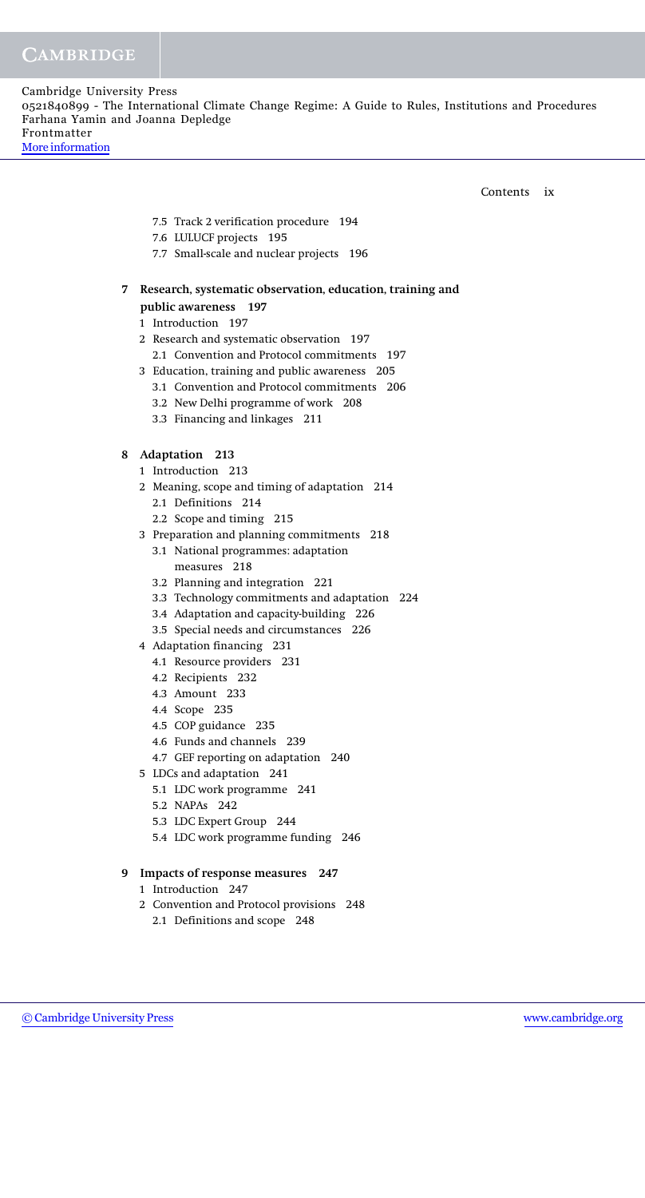7.5 Track 2 verification procedure 194
7.6 LULUCF projects 195
7.7 Small-scale and nuclear projects 196

**7 Research, systematic observation, education, training and public awareness 197**

1 Introduction 197
2 Research and systematic observation 197
 2.1 Convention and Protocol commitments 197
3 Education, training and public awareness 205
 3.1 Convention and Protocol commitments 206
 3.2 New Delhi programme of work 208
 3.3 Financing and linkages 211

**8 Adaptation 213**

1 Introduction 213
2 Meaning, scope and timing of adaptation 214
 2.1 Definitions 214
 2.2 Scope and timing 215
3 Preparation and planning commitments 218
 3.1 National programmes: adaptation measures 218
 3.2 Planning and integration 221
 3.3 Technology commitments and adaptation 224
 3.4 Adaptation and capacity-building 226
 3.5 Special needs and circumstances 226
4 Adaptation financing 231
 4.1 Resource providers 231
 4.2 Recipients 232
 4.3 Amount 233
 4.4 Scope 235
 4.5 COP guidance 235
 4.6 Funds and channels 239
 4.7 GEF reporting on adaptation 240
5 LDCs and adaptation 241
 5.1 LDC work programme 241
 5.2 NAPAs 242
 5.3 LDC Expert Group 244
 5.4 LDC work programme funding 246

**9 Impacts of response measures 247**

1 Introduction 247
2 Convention and Protocol provisions 248
 2.1 Definitions and scope 248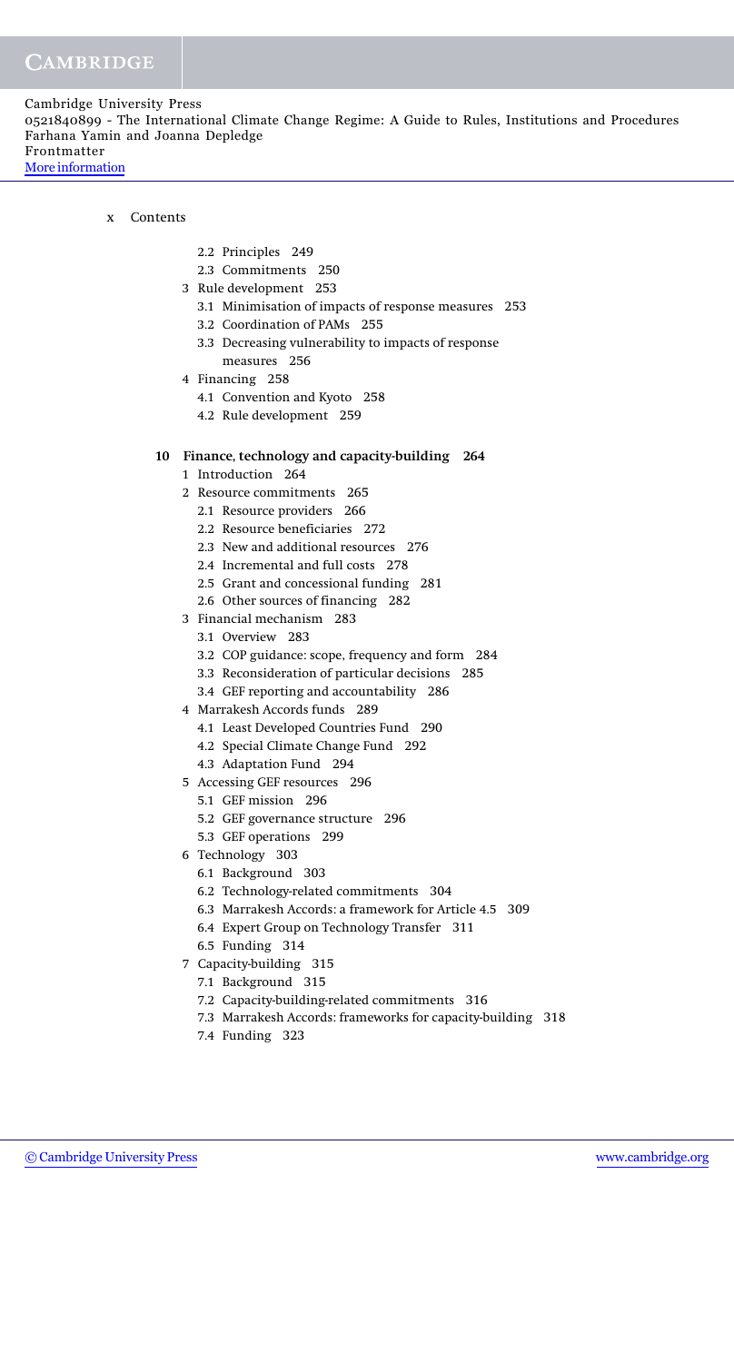- 2.2 Principles 249
- 2.3 Commitments 250
- 3 Rule development 253
  - 3.1 Minimisation of impacts of response measures 253
  - 3.2 Coordination of PAMs 255
  - 3.3 Decreasing vulnerability to impacts of response measures 256
- 4 Financing 258
  - 4.1 Convention and Kyoto 258
  - 4.2 Rule development 259

**10 Finance, technology and capacity-building 264**

- 1 Introduction 264
- 2 Resource commitments 265
  - 2.1 Resource providers 266
  - 2.2 Resource beneficiaries 272
  - 2.3 New and additional resources 276
  - 2.4 Incremental and full costs 278
  - 2.5 Grant and concessional funding 281
  - 2.6 Other sources of financing 282
- 3 Financial mechanism 283
  - 3.1 Overview 283
  - 3.2 COP guidance: scope, frequency and form 284
  - 3.3 Reconsideration of particular decisions 285
  - 3.4 GEF reporting and accountability 286
- 4 Marrakesh Accords funds 289
  - 4.1 Least Developed Countries Fund 290
  - 4.2 Special Climate Change Fund 292
  - 4.3 Adaptation Fund 294
- 5 Accessing GEF resources 296
  - 5.1 GEF mission 296
  - 5.2 GEF governance structure 296
  - 5.3 GEF operations 299
- 6 Technology 303
  - 6.1 Background 303
  - 6.2 Technology-related commitments 304
  - 6.3 Marrakesh Accords: a framework for Article 4.5 309
  - 6.4 Expert Group on Technology Transfer 311
  - 6.5 Funding 314
- 7 Capacity-building 315
  - 7.1 Background 315
  - 7.2 Capacity-building-related commitments 316
  - 7.3 Marrakesh Accords: frameworks for capacity-building 318
  - 7.4 Funding 323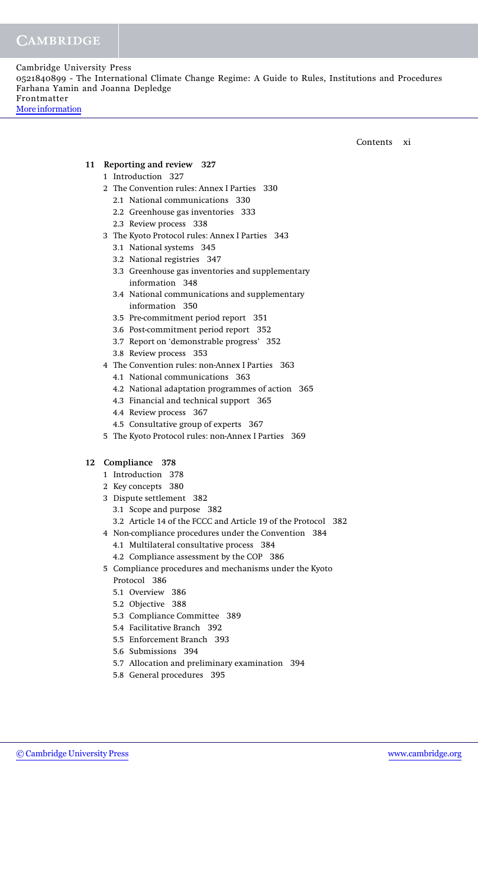**11 Reporting and review 327**

- 1 Introduction 327
- 2 The Convention rules: Annex I Parties 330
  - 2.1 National communications 330
  - 2.2 Greenhouse gas inventories 333
  - 2.3 Review process 338
- 3 The Kyoto Protocol rules: Annex I Parties 343
  - 3.1 National systems 345
  - 3.2 National registries 347
  - 3.3 Greenhouse gas inventories and supplementary information 348
  - 3.4 National communications and supplementary information 350
  - 3.5 Pre-commitment period report 351
  - 3.6 Post-commitment period report 352
  - 3.7 Report on 'demonstrable progress' 352
  - 3.8 Review process 353
- 4 The Convention rules: non-Annex I Parties 363
  - 4.1 National communications 363
  - 4.2 National adaptation programmes of action 365
  - 4.3 Financial and technical support 365
  - 4.4 Review process 367
  - 4.5 Consultative group of experts 367
- 5 The Kyoto Protocol rules: non-Annex I Parties 369

**12 Compliance 378**

- 1 Introduction 378
- 2 Key concepts 380
- 3 Dispute settlement 382
  - 3.1 Scope and purpose 382
  - 3.2 Article 14 of the FCCC and Article 19 of the Protocol 382
- 4 Non-compliance procedures under the Convention 384
  - 4.1 Multilateral consultative process 384
  - 4.2 Compliance assessment by the COP 386
- 5 Compliance procedures and mechanisms under the Kyoto Protocol 386
  - 5.1 Overview 386
  - 5.2 Objective 388
  - 5.3 Compliance Committee 389
  - 5.4 Facilitative Branch 392
  - 5.5 Enforcement Branch 393
  - 5.6 Submissions 394
  - 5.7 Allocation and preliminary examination 394
  - 5.8 General procedures 395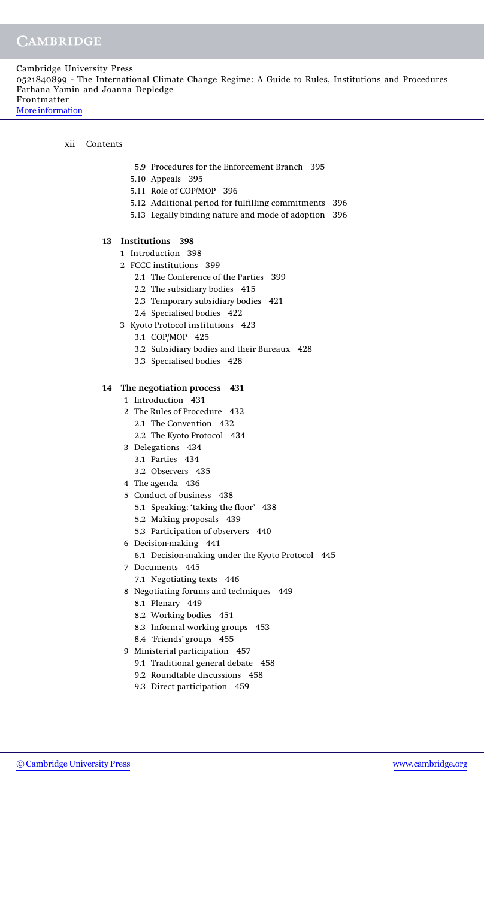- 5.9 Procedures for the Enforcement Branch 395
- 5.10 Appeals 395
- 5.11 Role of COP/MOP 396
- 5.12 Additional period for fulfilling commitments 396
- 5.13 Legally binding nature and mode of adoption 396

## 13 Institutions 398

- 1 Introduction 398
- 2 FCCC institutions 399
  - 2.1 The Conference of the Parties 399
  - 2.2 The subsidiary bodies 415
  - 2.3 Temporary subsidiary bodies 421
  - 2.4 Specialised bodies 422
- 3 Kyoto Protocol institutions 423
  - 3.1 COP/MOP 425
  - 3.2 Subsidiary bodies and their Bureaux 428
  - 3.3 Specialised bodies 428

## 14 The negotiation process 431

- 1 Introduction 431
- 2 The Rules of Procedure 432
  - 2.1 The Convention 432
  - 2.2 The Kyoto Protocol 434
- 3 Delegations 434
  - 3.1 Parties 434
  - 3.2 Observers 435
- 4 The agenda 436
- 5 Conduct of business 438
  - 5.1 Speaking: 'taking the floor' 438
  - 5.2 Making proposals 439
  - 5.3 Participation of observers 440
- 6 Decision-making 441
  - 6.1 Decision-making under the Kyoto Protocol 445
- 7 Documents 445
  - 7.1 Negotiating texts 446
- 8 Negotiating forums and techniques 449
  - 8.1 Plenary 449
  - 8.2 Working bodies 451
  - 8.3 Informal working groups 453
  - 8.4 'Friends' groups 455
- 9 Ministerial participation 457
  - 9.1 Traditional general debate 458
  - 9.2 Roundtable discussions 458
  - 9.3 Direct participation 459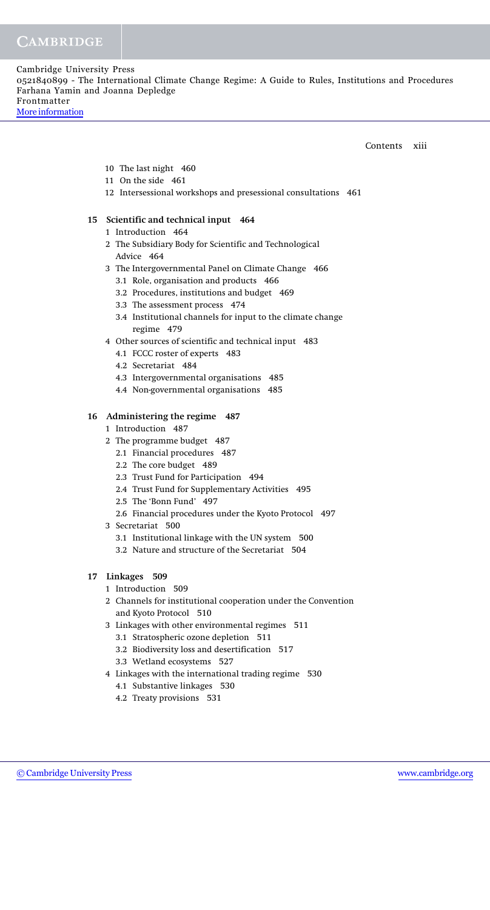10 The last night 460

11 On the side 461

12 Intersessional workshops and presessional consultations 461

**15 Scientific and technical input 464**

1 Introduction 464

2 The Subsidiary Body for Scientific and Technological Advice 464

3 The Intergovernmental Panel on Climate Change 466

3.1 Role, organisation and products 466

3.2 Procedures, institutions and budget 469

3.3 The assessment process 474

3.4 Institutional channels for input to the climate change regime 479

4 Other sources of scientific and technical input 483

4.1 FCCC roster of experts 483

4.2 Secretariat 484

4.3 Intergovernmental organisations 485

4.4 Non-governmental organisations 485

**16 Administering the regime 487**

1 Introduction 487

2 The programme budget 487

2.1 Financial procedures 487

2.2 The core budget 489

2.3 Trust Fund for Participation 494

2.4 Trust Fund for Supplementary Activities 495

2.5 The 'Bonn Fund' 497

2.6 Financial procedures under the Kyoto Protocol 497

3 Secretariat 500

3.1 Institutional linkage with the UN system 500

3.2 Nature and structure of the Secretariat 504

**17 Linkages 509**

1 Introduction 509

2 Channels for institutional cooperation under the Convention and Kyoto Protocol 510

3 Linkages with other environmental regimes 511

3.1 Stratospheric ozone depletion 511

3.2 Biodiversity loss and desertification 517

3.3 Wetland ecosystems 527

4 Linkages with the international trading regime 530

4.1 Substantive linkages 530

4.2 Treaty provisions 531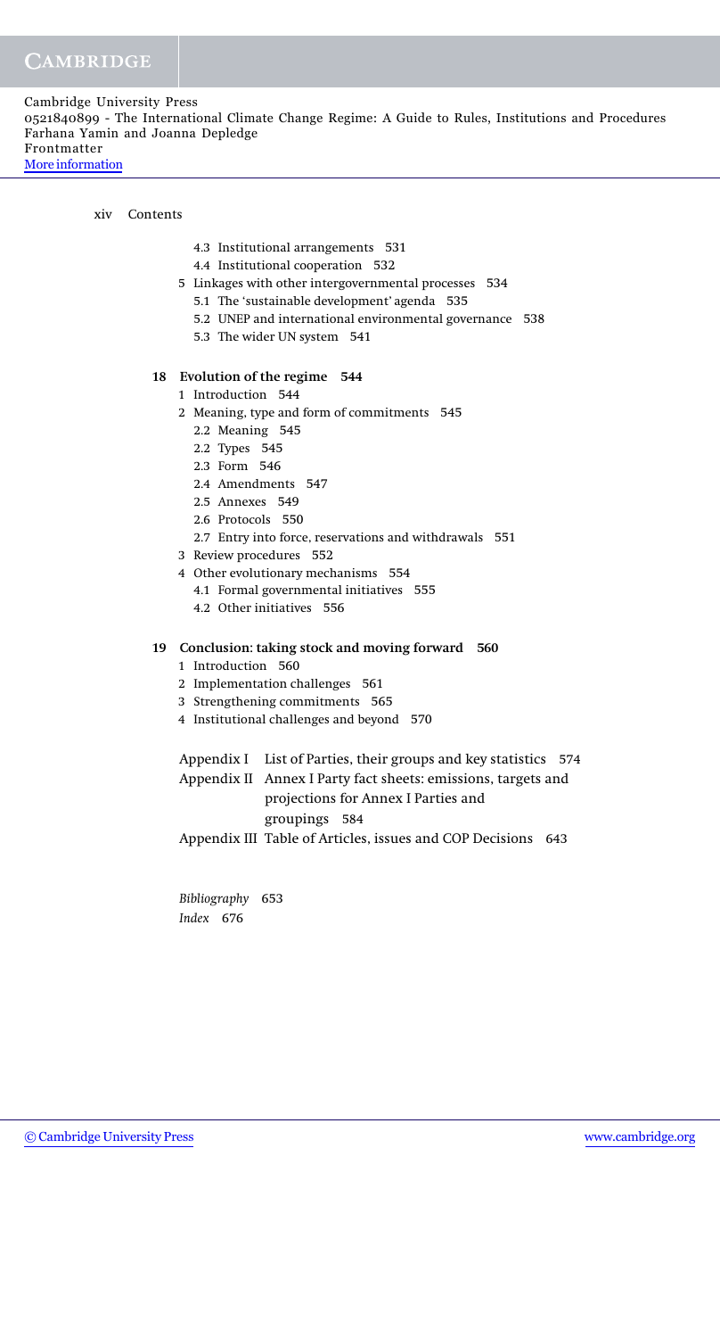4.3 Institutional arrangements 531
4.4 Institutional cooperation 532

5 Linkages with other intergovernmental processes 534
5.1 The 'sustainable development' agenda 535
5.2 UNEP and international environmental governance 538
5.3 The wider UN system 541

**18 Evolution of the regime 544**

1 Introduction 544
2 Meaning, type and form of commitments 545
2.2 Meaning 545
2.2 Types 545
2.3 Form 546
2.4 Amendments 547
2.5 Annexes 549
2.6 Protocols 550
2.7 Entry into force, reservations and withdrawals 551
3 Review procedures 552
4 Other evolutionary mechanisms 554
4.1 Formal governmental initiatives 555
4.2 Other initiatives 556

**19 Conclusion: taking stock and moving forward 560**

1 Introduction 560
2 Implementation challenges 561
3 Strengthening commitments 565
4 Institutional challenges and beyond 570

Appendix I List of Parties, their groups and key statistics 574

Appendix II Annex I Party fact sheets: emissions, targets and projections for Annex I Parties and groupings 584

Appendix III Table of Articles, issues and COP Decisions 643

*Bibliography* 653

*Index* 676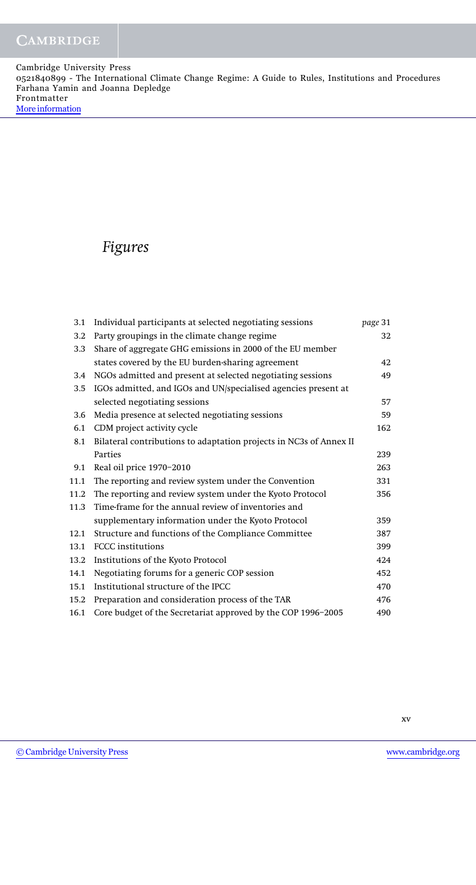# *Figures*

| | | |
|---|---|---|
| 3.1 | Individual participants at selected negotiating sessions | *page* 31 |
| 3.2 | Party groupings in the climate change regime | 32 |
| 3.3 | Share of aggregate GHG emissions in 2000 of the EU member states covered by the EU burden-sharing agreement | 42 |
| 3.4 | NGOs admitted and present at selected negotiating sessions | 49 |
| 3.5 | IGOs admitted, and IGOs and UN/specialised agencies present at selected negotiating sessions | 57 |
| 3.6 | Media presence at selected negotiating sessions | 59 |
| 6.1 | CDM project activity cycle | 162 |
| 8.1 | Bilateral contributions to adaptation projects in NC3s of Annex II Parties | 239 |
| 9.1 | Real oil price 1970–2010 | 263 |
| 11.1 | The reporting and review system under the Convention | 331 |
| 11.2 | The reporting and review system under the Kyoto Protocol | 356 |
| 11.3 | Time-frame for the annual review of inventories and supplementary information under the Kyoto Protocol | 359 |
| 12.1 | Structure and functions of the Compliance Committee | 387 |
| 13.1 | FCCC institutions | 399 |
| 13.2 | Institutions of the Kyoto Protocol | 424 |
| 14.1 | Negotiating forums for a generic COP session | 452 |
| 15.1 | Institutional structure of the IPCC | 470 |
| 15.2 | Preparation and consideration process of the TAR | 476 |
| 16.1 | Core budget of the Secretariat approved by the COP 1996–2005 | 490 |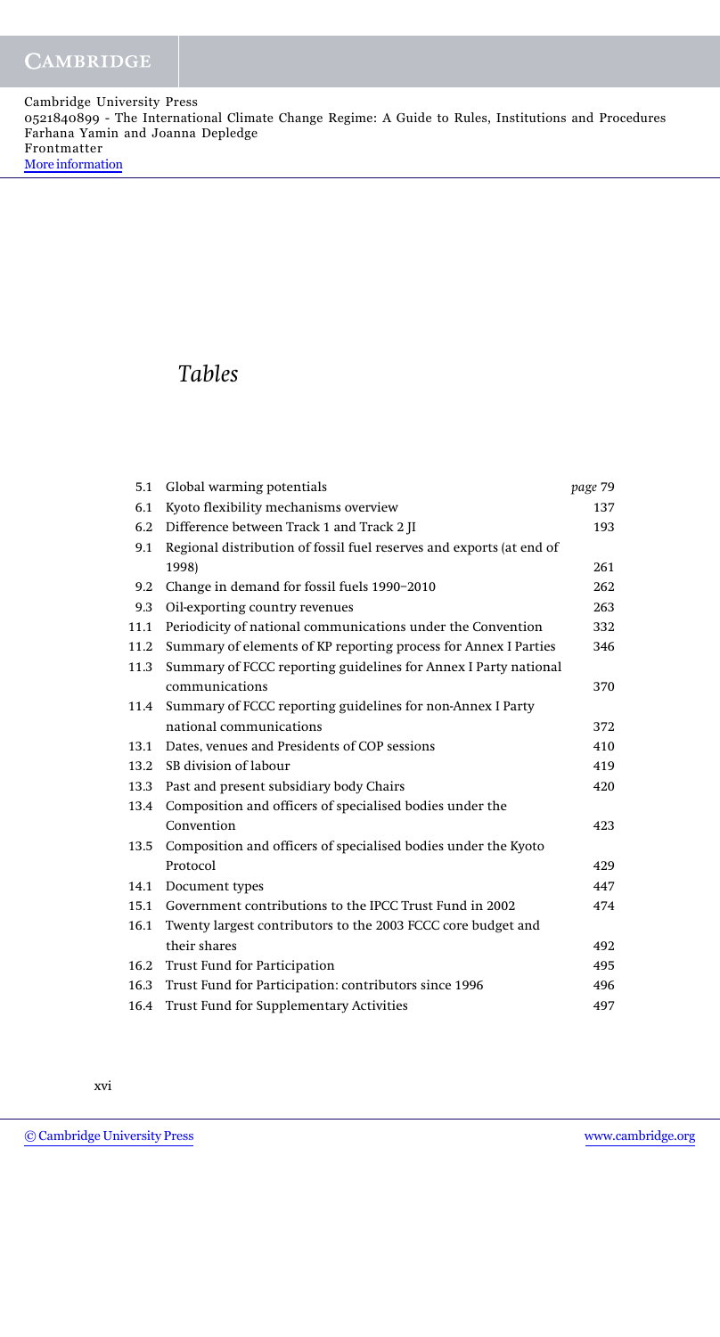# Tables

| | | |
|---|---|---|
| 5.1 | Global warming potentials | *page* 79 |
| 6.1 | Kyoto flexibility mechanisms overview | 137 |
| 6.2 | Difference between Track 1 and Track 2 JI | 193 |
| 9.1 | Regional distribution of fossil fuel reserves and exports (at end of 1998) | 261 |
| 9.2 | Change in demand for fossil fuels 1990–2010 | 262 |
| 9.3 | Oil-exporting country revenues | 263 |
| 11.1 | Periodicity of national communications under the Convention | 332 |
| 11.2 | Summary of elements of KP reporting process for Annex I Parties | 346 |
| 11.3 | Summary of FCCC reporting guidelines for Annex I Party national communications | 370 |
| 11.4 | Summary of FCCC reporting guidelines for non-Annex I Party national communications | 372 |
| 13.1 | Dates, venues and Presidents of COP sessions | 410 |
| 13.2 | SB division of labour | 419 |
| 13.3 | Past and present subsidiary body Chairs | 420 |
| 13.4 | Composition and officers of specialised bodies under the Convention | 423 |
| 13.5 | Composition and officers of specialised bodies under the Kyoto Protocol | 429 |
| 14.1 | Document types | 447 |
| 15.1 | Government contributions to the IPCC Trust Fund in 2002 | 474 |
| 16.1 | Twenty largest contributors to the 2003 FCCC core budget and their shares | 492 |
| 16.2 | Trust Fund for Participation | 495 |
| 16.3 | Trust Fund for Participation: contributors since 1996 | 496 |
| 16.4 | Trust Fund for Supplementary Activities | 497 |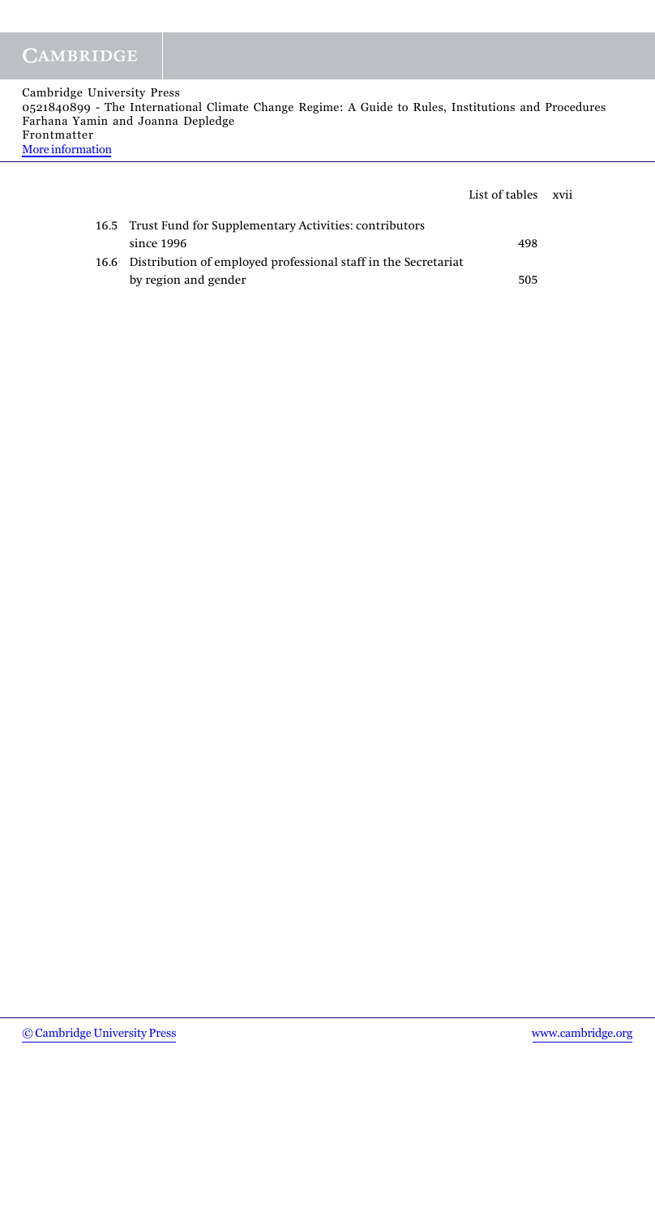16.5 Trust Fund for Supplementary Activities: contributors since 1996 498

16.6 Distribution of employed professional staff in the Secretariat by region and gender 505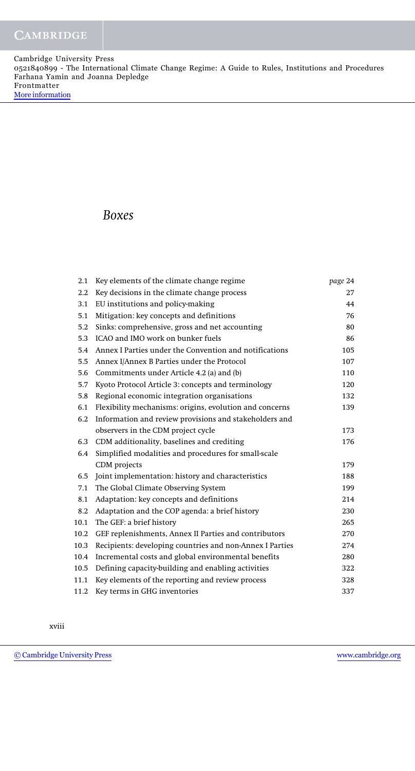# Boxes

| | | |
|---|---|---|
| 2.1 | Key elements of the climate change regime | *page* 24 |
| 2.2 | Key decisions in the climate change process | 27 |
| 3.1 | EU institutions and policy-making | 44 |
| 5.1 | Mitigation: key concepts and definitions | 76 |
| 5.2 | Sinks: comprehensive, gross and net accounting | 80 |
| 5.3 | ICAO and IMO work on bunker fuels | 86 |
| 5.4 | Annex I Parties under the Convention and notifications | 105 |
| 5.5 | Annex I/Annex B Parties under the Protocol | 107 |
| 5.6 | Commitments under Article 4.2 (a) and (b) | 110 |
| 5.7 | Kyoto Protocol Article 3: concepts and terminology | 120 |
| 5.8 | Regional economic integration organisations | 132 |
| 6.1 | Flexibility mechanisms: origins, evolution and concerns | 139 |
| 6.2 | Information and review provisions and stakeholders and observers in the CDM project cycle | 173 |
| 6.3 | CDM additionality, baselines and crediting | 176 |
| 6.4 | Simplified modalities and procedures for small-scale CDM projects | 179 |
| 6.5 | Joint implementation: history and characteristics | 188 |
| 7.1 | The Global Climate Observing System | 199 |
| 8.1 | Adaptation: key concepts and definitions | 214 |
| 8.2 | Adaptation and the COP agenda: a brief history | 230 |
| 10.1 | The GEF: a brief history | 265 |
| 10.2 | GEF replenishments, Annex II Parties and contributors | 270 |
| 10.3 | Recipients: developing countries and non-Annex I Parties | 274 |
| 10.4 | Incremental costs and global environmental benefits | 280 |
| 10.5 | Defining capacity-building and enabling activities | 322 |
| 11.1 | Key elements of the reporting and review process | 328 |
| 11.2 | Key terms in GHG inventories | 337 |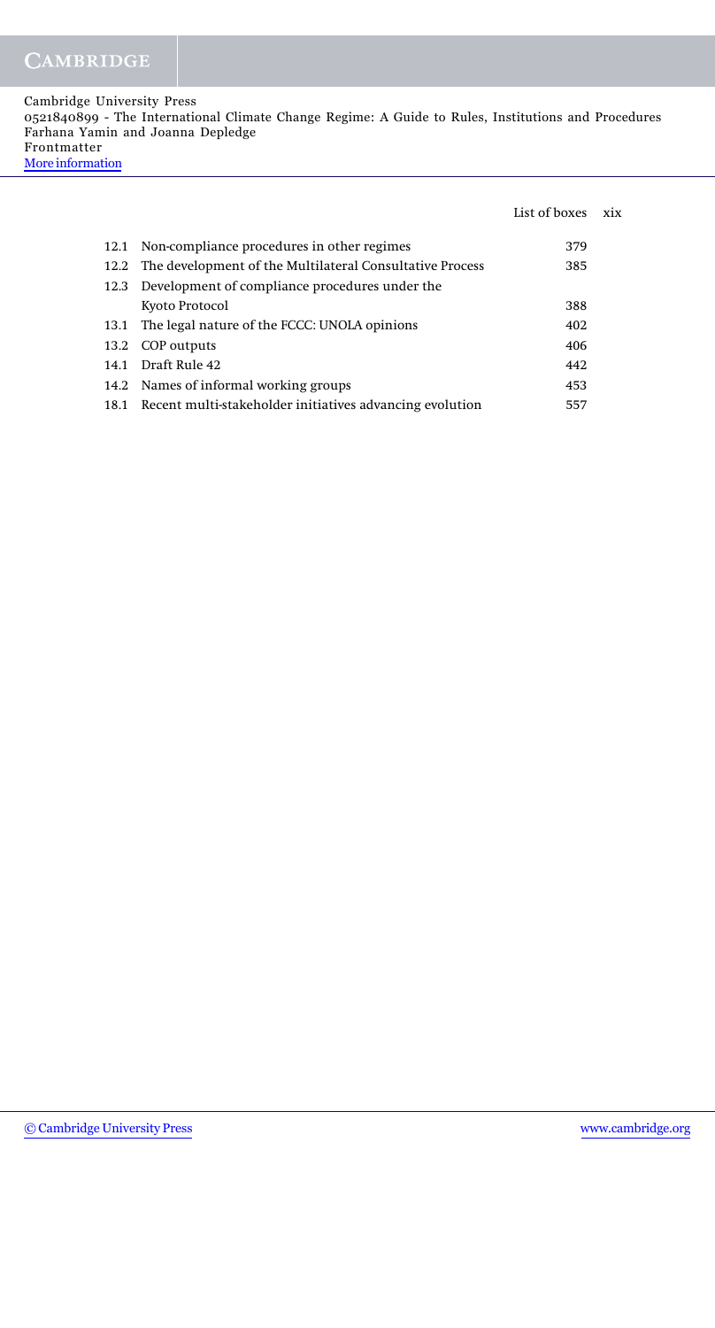| | | |
|---|---|---|
| 12.1 | Non-compliance procedures in other regimes | 379 |
| 12.2 | The development of the Multilateral Consultative Process | 385 |
| 12.3 | Development of compliance procedures under the Kyoto Protocol | 388 |
| 13.1 | The legal nature of the FCCC: UNOLA opinions | 402 |
| 13.2 | COP outputs | 406 |
| 14.1 | Draft Rule 42 | 442 |
| 14.2 | Names of informal working groups | 453 |
| 18.1 | Recent multi-stakeholder initiatives advancing evolution | 557 |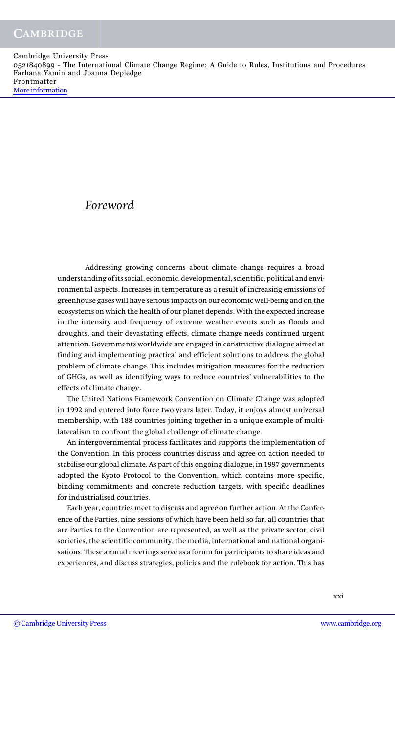# *Foreword*

Addressing growing concerns about climate change requires a broad understanding of its social, economic, developmental, scientific, political and environmental aspects. Increases in temperature as a result of increasing emissions of greenhouse gases will have serious impacts on our economic well-being and on the ecosystems on which the health of our planet depends. With the expected increase in the intensity and frequency of extreme weather events such as floods and droughts, and their devastating effects, climate change needs continued urgent attention. Governments worldwide are engaged in constructive dialogue aimed at finding and implementing practical and efficient solutions to address the global problem of climate change. This includes mitigation measures for the reduction of GHGs, as well as identifying ways to reduce countries' vulnerabilities to the effects of climate change.

The United Nations Framework Convention on Climate Change was adopted in 1992 and entered into force two years later. Today, it enjoys almost universal membership, with 188 countries joining together in a unique example of multilateralism to confront the global challenge of climate change.

An intergovernmental process facilitates and supports the implementation of the Convention. In this process countries discuss and agree on action needed to stabilise our global climate. As part of this ongoing dialogue, in 1997 governments adopted the Kyoto Protocol to the Convention, which contains more specific, binding commitments and concrete reduction targets, with specific deadlines for industrialised countries.

Each year, countries meet to discuss and agree on further action. At the Conference of the Parties, nine sessions of which have been held so far, all countries that are Parties to the Convention are represented, as well as the private sector, civil societies, the scientific community, the media, international and national organisations. These annual meetings serve as a forum for participants to share ideas and experiences, and discuss strategies, policies and the rulebook for action. This has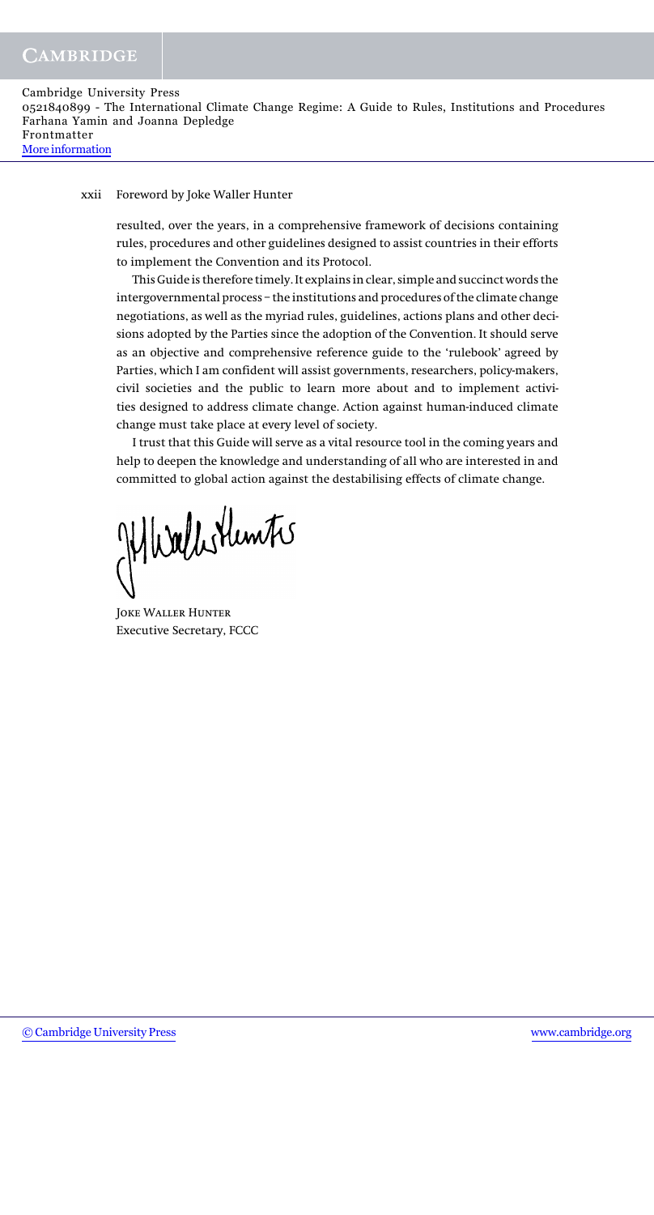resulted, over the years, in a comprehensive framework of decisions containing rules, procedures and other guidelines designed to assist countries in their efforts to implement the Convention and its Protocol.

This Guide is therefore timely. It explains in clear, simple and succinct words the intergovernmental process – the institutions and procedures of the climate change negotiations, as well as the myriad rules, guidelines, actions plans and other decisions adopted by the Parties since the adoption of the Convention. It should serve as an objective and comprehensive reference guide to the 'rulebook' agreed by Parties, which I am confident will assist governments, researchers, policy-makers, civil societies and the public to learn more about and to implement activities designed to address climate change. Action against human-induced climate change must take place at every level of society.

I trust that this Guide will serve as a vital resource tool in the coming years and help to deepen the knowledge and understanding of all who are interested in and committed to global action against the destabilising effects of climate change.

Joke Waller Hunter
Executive Secretary, FCCC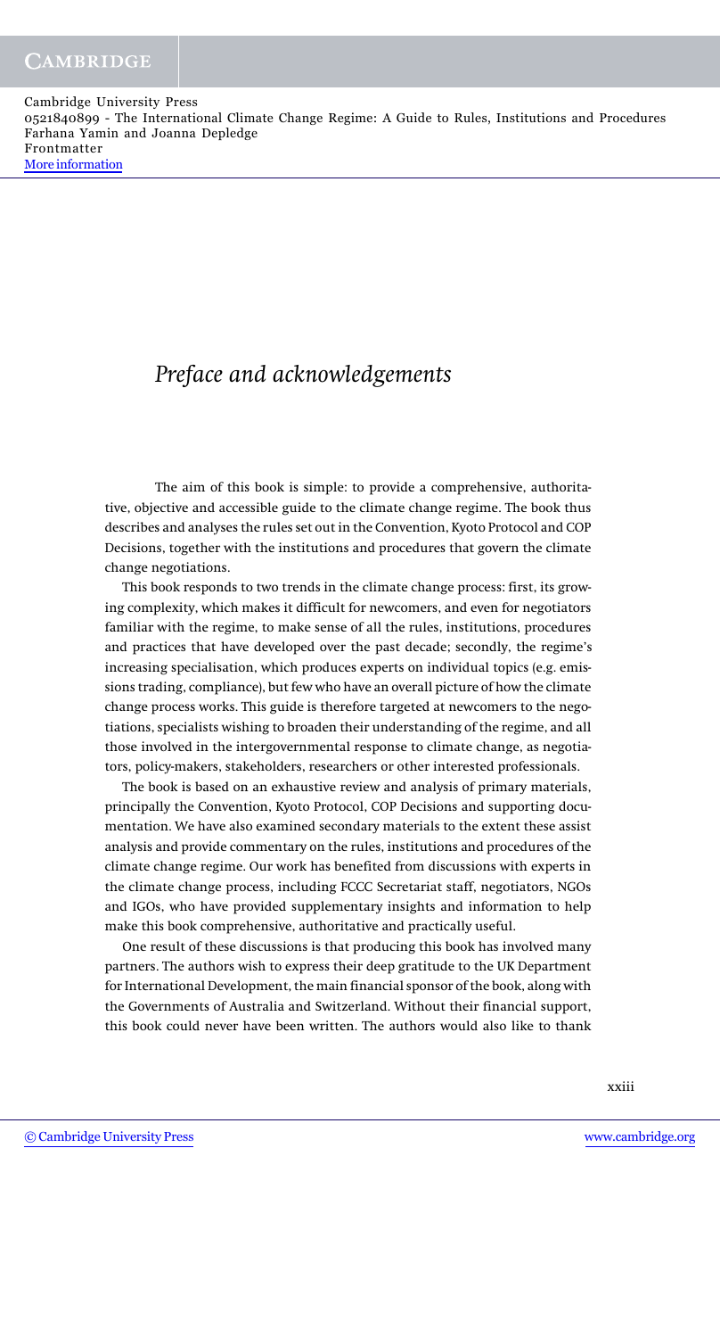# *Preface and acknowledgements*

The aim of this book is simple: to provide a comprehensive, authoritative, objective and accessible guide to the climate change regime. The book thus describes and analyses the rules set out in the Convention, Kyoto Protocol and COP Decisions, together with the institutions and procedures that govern the climate change negotiations.

This book responds to two trends in the climate change process: first, its growing complexity, which makes it difficult for newcomers, and even for negotiators familiar with the regime, to make sense of all the rules, institutions, procedures and practices that have developed over the past decade; secondly, the regime's increasing specialisation, which produces experts on individual topics (e.g. emissions trading, compliance), but few who have an overall picture of how the climate change process works. This guide is therefore targeted at newcomers to the negotiations, specialists wishing to broaden their understanding of the regime, and all those involved in the intergovernmental response to climate change, as negotiators, policy-makers, stakeholders, researchers or other interested professionals.

The book is based on an exhaustive review and analysis of primary materials, principally the Convention, Kyoto Protocol, COP Decisions and supporting documentation. We have also examined secondary materials to the extent these assist analysis and provide commentary on the rules, institutions and procedures of the climate change regime. Our work has benefited from discussions with experts in the climate change process, including FCCC Secretariat staff, negotiators, NGOs and IGOs, who have provided supplementary insights and information to help make this book comprehensive, authoritative and practically useful.

One result of these discussions is that producing this book has involved many partners. The authors wish to express their deep gratitude to the UK Department for International Development, the main financial sponsor of the book, along with the Governments of Australia and Switzerland. Without their financial support, this book could never have been written. The authors would also like to thank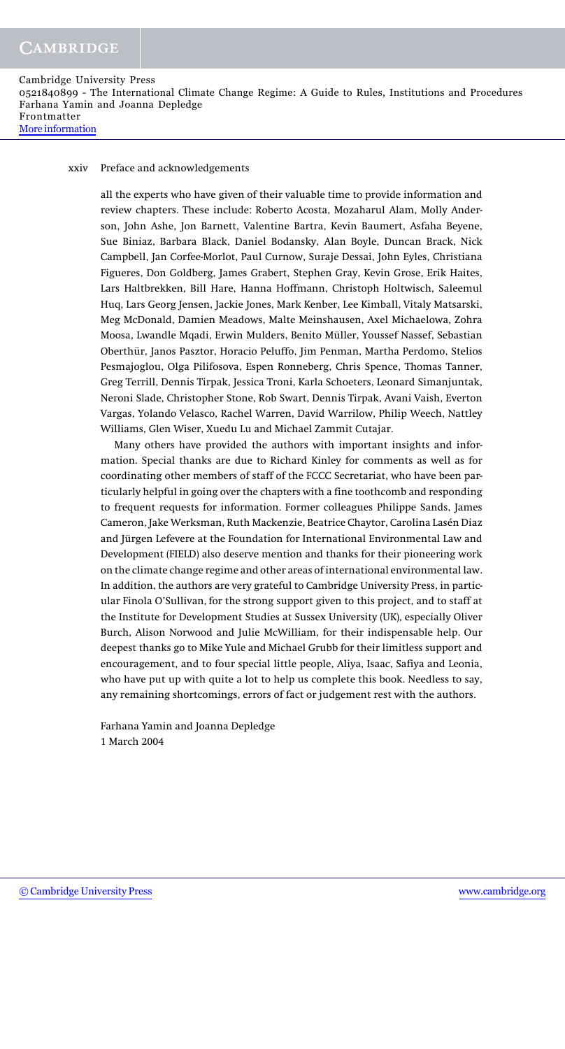all the experts who have given of their valuable time to provide information and review chapters. These include: Roberto Acosta, Mozaharul Alam, Molly Anderson, John Ashe, Jon Barnett, Valentine Bartra, Kevin Baumert, Asfaha Beyene, Sue Biniaz, Barbara Black, Daniel Bodansky, Alan Boyle, Duncan Brack, Nick Campbell, Jan Corfee-Morlot, Paul Curnow, Suraje Dessai, John Eyles, Christiana Figueres, Don Goldberg, James Grabert, Stephen Gray, Kevin Grose, Erik Haites, Lars Haltbrekken, Bill Hare, Hanna Hoffmann, Christoph Holtwisch, Saleemul Huq, Lars Georg Jensen, Jackie Jones, Mark Kenber, Lee Kimball, Vitaly Matsarski, Meg McDonald, Damien Meadows, Malte Meinshausen, Axel Michaelowa, Zohra Moosa, Lwandle Mqadi, Erwin Mulders, Benito Müller, Youssef Nassef, Sebastian Oberthür, Janos Pasztor, Horacio Peluffo, Jim Penman, Martha Perdomo, Stelios Pesmajoglou, Olga Pilifosova, Espen Ronneberg, Chris Spence, Thomas Tanner, Greg Terrill, Dennis Tirpak, Jessica Troni, Karla Schoeters, Leonard Simanjuntak, Neroni Slade, Christopher Stone, Rob Swart, Dennis Tirpak, Avani Vaish, Everton Vargas, Yolando Velasco, Rachel Warren, David Warrilow, Philip Weech, Nattley Williams, Glen Wiser, Xuedu Lu and Michael Zammit Cutajar.

Many others have provided the authors with important insights and information. Special thanks are due to Richard Kinley for comments as well as for coordinating other members of staff of the FCCC Secretariat, who have been particularly helpful in going over the chapters with a fine toothcomb and responding to frequent requests for information. Former colleagues Philippe Sands, James Cameron, Jake Werksman, Ruth Mackenzie, Beatrice Chaytor, Carolina Lasén Diaz and Jürgen Lefevere at the Foundation for International Environmental Law and Development (FIELD) also deserve mention and thanks for their pioneering work on the climate change regime and other areas of international environmental law. In addition, the authors are very grateful to Cambridge University Press, in particular Finola O'Sullivan, for the strong support given to this project, and to staff at the Institute for Development Studies at Sussex University (UK), especially Oliver Burch, Alison Norwood and Julie McWilliam, for their indispensable help. Our deepest thanks go to Mike Yule and Michael Grubb for their limitless support and encouragement, and to four special little people, Aliya, Isaac, Safiya and Leonia, who have put up with quite a lot to help us complete this book. Needless to say, any remaining shortcomings, errors of fact or judgement rest with the authors.

Farhana Yamin and Joanna Depledge
1 March 2004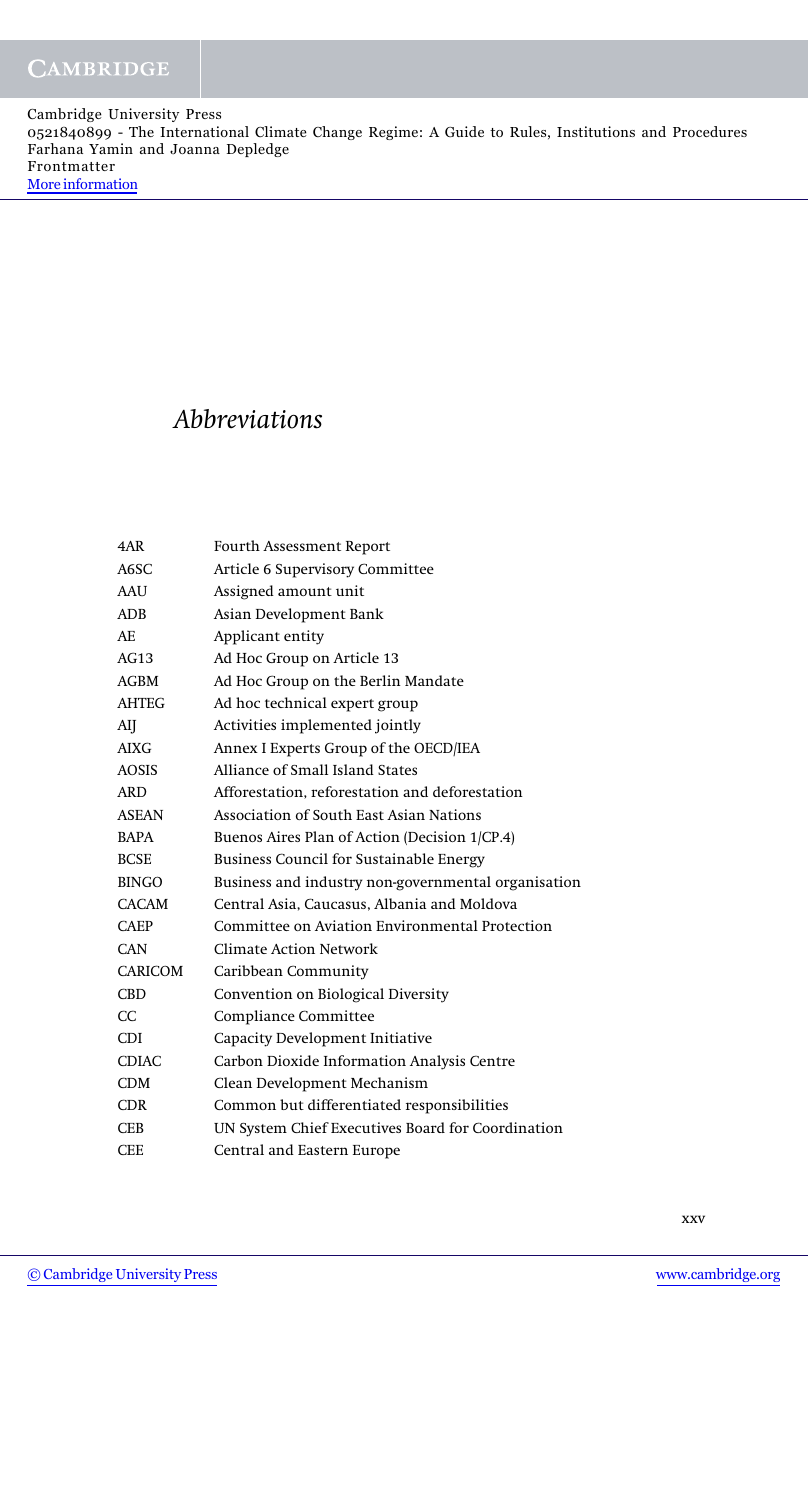# *Abbreviations*

| | |
|---|---|
| 4AR | Fourth Assessment Report |
| A6SC | Article 6 Supervisory Committee |
| AAU | Assigned amount unit |
| ADB | Asian Development Bank |
| AE | Applicant entity |
| AG13 | Ad Hoc Group on Article 13 |
| AGBM | Ad Hoc Group on the Berlin Mandate |
| AHTEG | Ad hoc technical expert group |
| AIJ | Activities implemented jointly |
| AIXG | Annex I Experts Group of the OECD/IEA |
| AOSIS | Alliance of Small Island States |
| ARD | Afforestation, reforestation and deforestation |
| ASEAN | Association of South East Asian Nations |
| BAPA | Buenos Aires Plan of Action (Decision 1/CP.4) |
| BCSE | Business Council for Sustainable Energy |
| BINGO | Business and industry non-governmental organisation |
| CACAM | Central Asia, Caucasus, Albania and Moldova |
| CAEP | Committee on Aviation Environmental Protection |
| CAN | Climate Action Network |
| CARICOM | Caribbean Community |
| CBD | Convention on Biological Diversity |
| CC | Compliance Committee |
| CDI | Capacity Development Initiative |
| CDIAC | Carbon Dioxide Information Analysis Centre |
| CDM | Clean Development Mechanism |
| CDR | Common but differentiated responsibilities |
| CEB | UN System Chief Executives Board for Coordination |
| CEE | Central and Eastern Europe |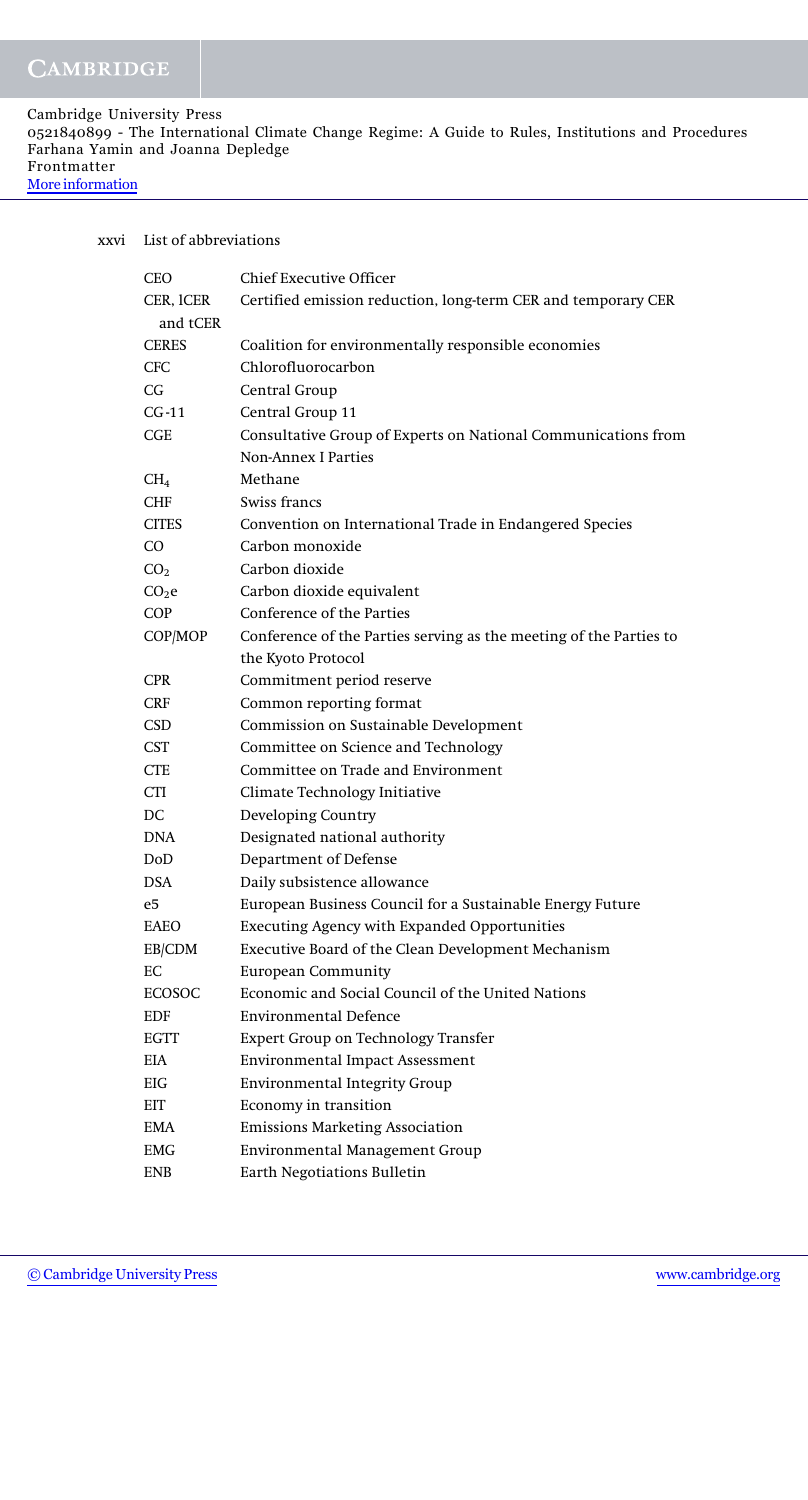## List of abbreviations

| | |
|---|---|
| CEO | Chief Executive Officer |
| CER, lCER and tCER | Certified emission reduction, long-term CER and temporary CER |
| CERES | Coalition for environmentally responsible economies |
| CFC | Chlorofluorocarbon |
| CG | Central Group |
| CG-11 | Central Group 11 |
| CGE | Consultative Group of Experts on National Communications from Non-Annex I Parties |
| $CH_4$ | Methane |
| CHF | Swiss francs |
| CITES | Convention on International Trade in Endangered Species |
| CO | Carbon monoxide |
| $CO_2$ | Carbon dioxide |
| $CO_2e$ | Carbon dioxide equivalent |
| COP | Conference of the Parties |
| COP/MOP | Conference of the Parties serving as the meeting of the Parties to the Kyoto Protocol |
| CPR | Commitment period reserve |
| CRF | Common reporting format |
| CSD | Commission on Sustainable Development |
| CST | Committee on Science and Technology |
| CTE | Committee on Trade and Environment |
| CTI | Climate Technology Initiative |
| DC | Developing Country |
| DNA | Designated national authority |
| DoD | Department of Defense |
| DSA | Daily subsistence allowance |
| e5 | European Business Council for a Sustainable Energy Future |
| EAEO | Executing Agency with Expanded Opportunities |
| EB/CDM | Executive Board of the Clean Development Mechanism |
| EC | European Community |
| ECOSOC | Economic and Social Council of the United Nations |
| EDF | Environmental Defence |
| EGTT | Expert Group on Technology Transfer |
| EIA | Environmental Impact Assessment |
| EIG | Environmental Integrity Group |
| EIT | Economy in transition |
| EMA | Emissions Marketing Association |
| EMG | Environmental Management Group |
| ENB | Earth Negotiations Bulletin |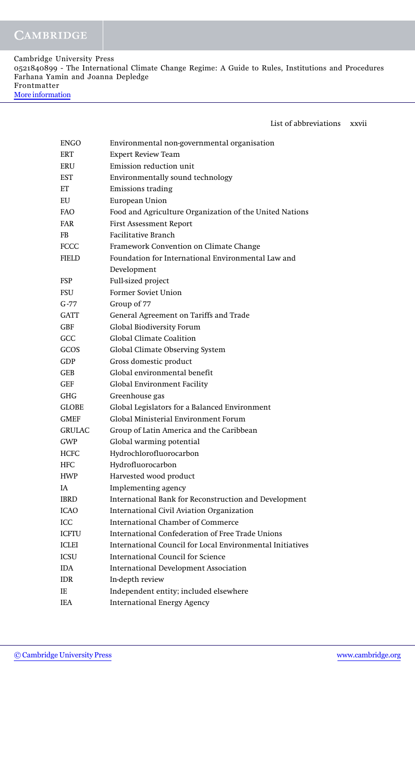| | |
|---|---|
| ENGO | Environmental non-governmental organisation |
| ERT | Expert Review Team |
| ERU | Emission reduction unit |
| EST | Environmentally sound technology |
| ET | Emissions trading |
| EU | European Union |
| FAO | Food and Agriculture Organization of the United Nations |
| FAR | First Assessment Report |
| FB | Facilitative Branch |
| FCCC | Framework Convention on Climate Change |
| FIELD | Foundation for International Environmental Law and Development |
| FSP | Full-sized project |
| FSU | Former Soviet Union |
| G-77 | Group of 77 |
| GATT | General Agreement on Tariffs and Trade |
| GBF | Global Biodiversity Forum |
| GCC | Global Climate Coalition |
| GCOS | Global Climate Observing System |
| GDP | Gross domestic product |
| GEB | Global environmental benefit |
| GEF | Global Environment Facility |
| GHG | Greenhouse gas |
| GLOBE | Global Legislators for a Balanced Environment |
| GMEF | Global Ministerial Environment Forum |
| GRULAC | Group of Latin America and the Caribbean |
| GWP | Global warming potential |
| HCFC | Hydrochlorofluorocarbon |
| HFC | Hydrofluorocarbon |
| HWP | Harvested wood product |
| IA | Implementing agency |
| IBRD | International Bank for Reconstruction and Development |
| ICAO | International Civil Aviation Organization |
| ICC | International Chamber of Commerce |
| ICFTU | International Confederation of Free Trade Unions |
| ICLEI | International Council for Local Environmental Initiatives |
| ICSU | International Council for Science |
| IDA | International Development Association |
| IDR | In-depth review |
| IE | Independent entity; included elsewhere |
| IEA | International Energy Agency |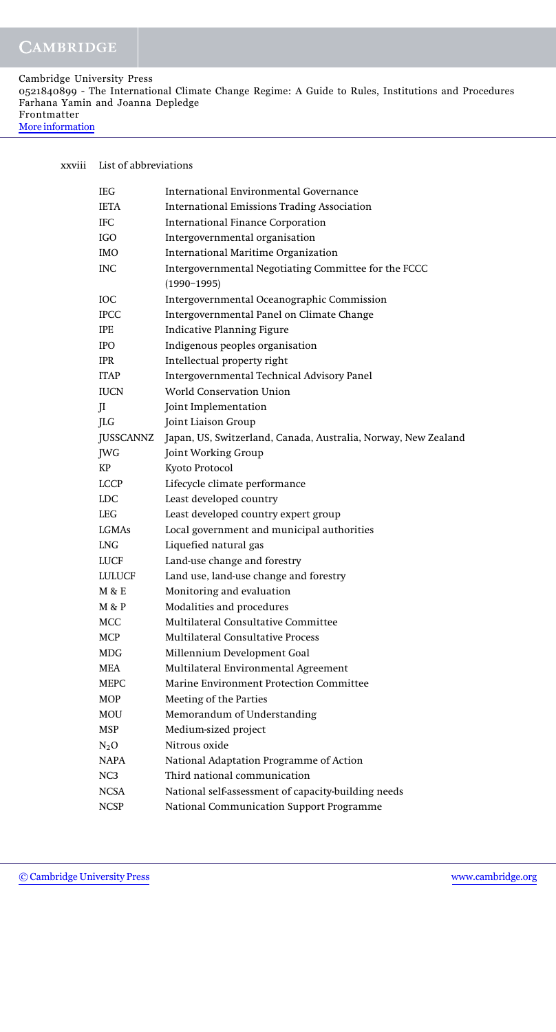List of abbreviations

| | |
|---|---|
| IEG | International Environmental Governance |
| IETA | International Emissions Trading Association |
| IFC | International Finance Corporation |
| IGO | Intergovernmental organisation |
| IMO | International Maritime Organization |
| INC | Intergovernmental Negotiating Committee for the FCCC (1990–1995) |
| IOC | Intergovernmental Oceanographic Commission |
| IPCC | Intergovernmental Panel on Climate Change |
| IPE | Indicative Planning Figure |
| IPO | Indigenous peoples organisation |
| IPR | Intellectual property right |
| ITAP | Intergovernmental Technical Advisory Panel |
| IUCN | World Conservation Union |
| JI | Joint Implementation |
| JLG | Joint Liaison Group |
| JUSSCANNZ | Japan, US, Switzerland, Canada, Australia, Norway, New Zealand |
| JWG | Joint Working Group |
| KP | Kyoto Protocol |
| LCCP | Lifecycle climate performance |
| LDC | Least developed country |
| LEG | Least developed country expert group |
| LGMAs | Local government and municipal authorities |
| LNG | Liquefied natural gas |
| LUCF | Land-use change and forestry |
| LULUCF | Land use, land-use change and forestry |
| M & E | Monitoring and evaluation |
| M & P | Modalities and procedures |
| MCC | Multilateral Consultative Committee |
| MCP | Multilateral Consultative Process |
| MDG | Millennium Development Goal |
| MEA | Multilateral Environmental Agreement |
| MEPC | Marine Environment Protection Committee |
| MOP | Meeting of the Parties |
| MOU | Memorandum of Understanding |
| MSP | Medium-sized project |
| $N_2O$ | Nitrous oxide |
| NAPA | National Adaptation Programme of Action |
| NC3 | Third national communication |
| NCSA | National self-assessment of capacity-building needs |
| NCSP | National Communication Support Programme |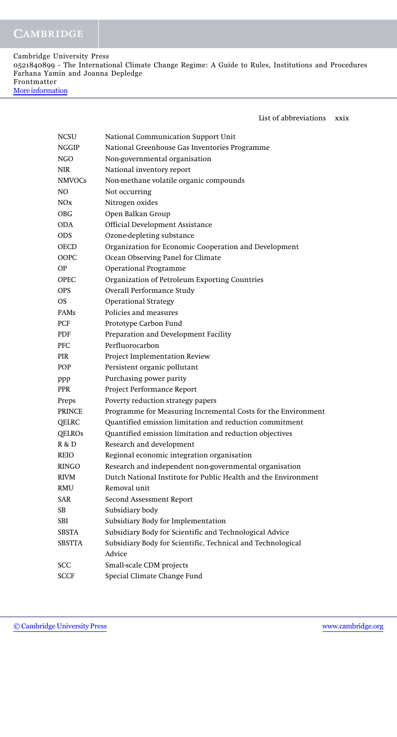| | |
|---|---|
| NCSU | National Communication Support Unit |
| NGGIP | National Greenhouse Gas Inventories Programme |
| NGO | Non-governmental organisation |
| NIR | National inventory report |
| NMVOCs | Non-methane volatile organic compounds |
| NO | Not occurring |
| NOx | Nitrogen oxides |
| OBG | Open Balkan Group |
| ODA | Official Development Assistance |
| ODS | Ozone-depleting substance |
| OECD | Organization for Economic Cooperation and Development |
| OOPC | Ocean Observing Panel for Climate |
| OP | Operational Programme |
| OPEC | Organization of Petroleum Exporting Countries |
| OPS | Overall Performance Study |
| OS | Operational Strategy |
| PAMs | Policies and measures |
| PCF | Prototype Carbon Fund |
| PDF | Preparation and Development Facility |
| PFC | Perfluorocarbon |
| PIR | Project Implementation Review |
| POP | Persistent organic pollutant |
| ppp | Purchasing power parity |
| PPR | Project Performance Report |
| Preps | Poverty reduction strategy papers |
| PRINCE | Programme for Measuring Incremental Costs for the Environment |
| QELRC | Quantified emission limitation and reduction commitment |
| QELROs | Quantified emission limitation and reduction objectives |
| R & D | Research and development |
| REIO | Regional economic integration organisation |
| RINGO | Research and independent non-governmental organisation |
| RIVM | Dutch National Institute for Public Health and the Environment |
| RMU | Removal unit |
| SAR | Second Assessment Report |
| SB | Subsidiary body |
| SBI | Subsidiary Body for Implementation |
| SBSTA | Subsidiary Body for Scientific and Technological Advice |
| SBSTTA | Subsidiary Body for Scientific, Technical and Technological Advice |
| SCC | Small-scale CDM projects |
| SCCF | Special Climate Change Fund |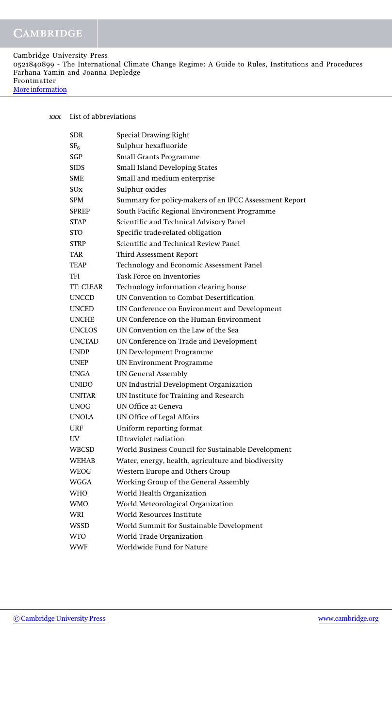| | |
|---|---|
| SDR | Special Drawing Right |
| $SF_6$ | Sulphur hexafluoride |
| SGP | Small Grants Programme |
| SIDS | Small Island Developing States |
| SME | Small and medium enterprise |
| SOx | Sulphur oxides |
| SPM | Summary for policy-makers of an IPCC Assessment Report |
| SPREP | South Pacific Regional Environment Programme |
| STAP | Scientific and Technical Advisory Panel |
| STO | Specific trade-related obligation |
| STRP | Scientific and Technical Review Panel |
| TAR | Third Assessment Report |
| TEAP | Technology and Economic Assessment Panel |
| TFI | Task Force on Inventories |
| TT: CLEAR | Technology information clearing house |
| UNCCD | UN Convention to Combat Desertification |
| UNCED | UN Conference on Environment and Development |
| UNCHE | UN Conference on the Human Environment |
| UNCLOS | UN Convention on the Law of the Sea |
| UNCTAD | UN Conference on Trade and Development |
| UNDP | UN Development Programme |
| UNEP | UN Environment Programme |
| UNGA | UN General Assembly |
| UNIDO | UN Industrial Development Organization |
| UNITAR | UN Institute for Training and Research |
| UNOG | UN Office at Geneva |
| UNOLA | UN Office of Legal Affairs |
| URF | Uniform reporting format |
| UV | Ultraviolet radiation |
| WBCSD | World Business Council for Sustainable Development |
| WEHAB | Water, energy, health, agriculture and biodiversity |
| WEOG | Western Europe and Others Group |
| WGGA | Working Group of the General Assembly |
| WHO | World Health Organization |
| WMO | World Meteorological Organization |
| WRI | World Resources Institute |
| WSSD | World Summit for Sustainable Development |
| WTO | World Trade Organization |
| WWF | Worldwide Fund for Nature |